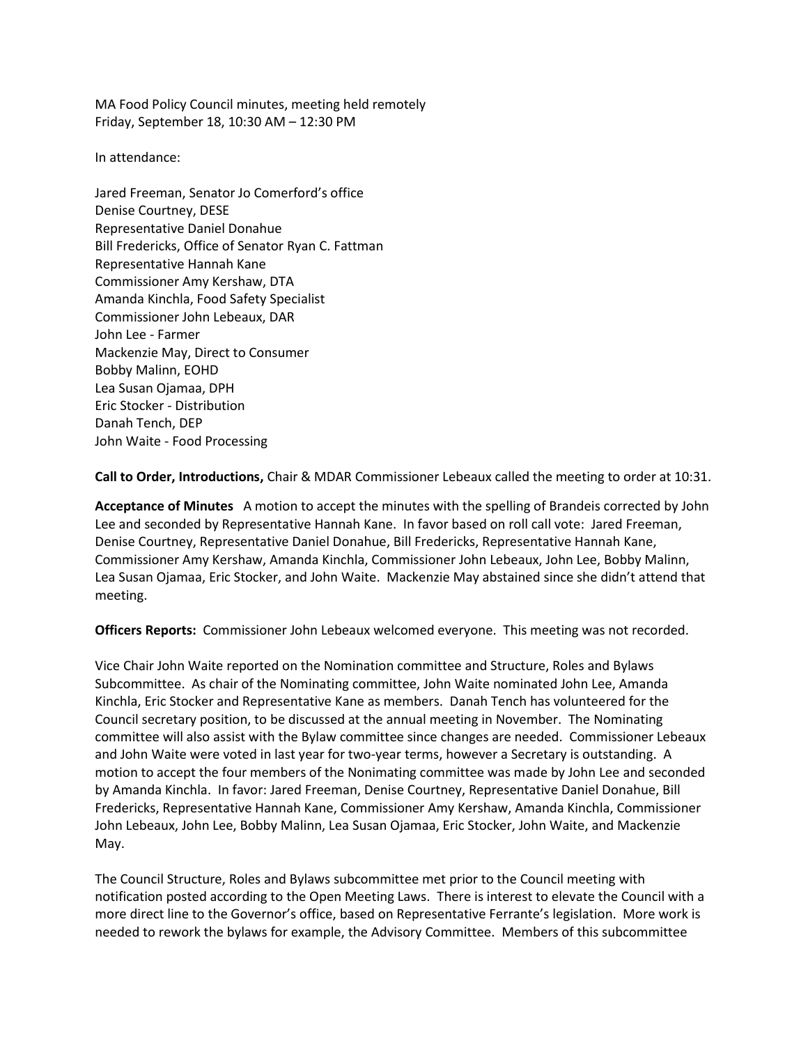MA Food Policy Council minutes, meeting held remotely
Friday, September 18, 10:30 AM – 12:30 PM

In attendance:

Jared Freeman, Senator Jo Comerford's office
Denise Courtney, DESE
Representative Daniel Donahue
Bill Fredericks, Office of Senator Ryan C. Fattman
Representative Hannah Kane
Commissioner Amy Kershaw, DTA
Amanda Kinchla, Food Safety Specialist
Commissioner John Lebeaux, DAR
John Lee - Farmer
Mackenzie May, Direct to Consumer
Bobby Malinn, EOHD
Lea Susan Ojamaa, DPH
Eric Stocker - Distribution
Danah Tench, DEP
John Waite - Food Processing

**Call to Order, Introductions,** Chair & MDAR Commissioner Lebeaux called the meeting to order at 10:31.

**Acceptance of Minutes** A motion to accept the minutes with the spelling of Brandeis corrected by John Lee and seconded by Representative Hannah Kane. In favor based on roll call vote: Jared Freeman, Denise Courtney, Representative Daniel Donahue, Bill Fredericks, Representative Hannah Kane, Commissioner Amy Kershaw, Amanda Kinchla, Commissioner John Lebeaux, John Lee, Bobby Malinn, Lea Susan Ojamaa, Eric Stocker, and John Waite. Mackenzie May abstained since she didn't attend that meeting.

**Officers Reports:** Commissioner John Lebeaux welcomed everyone. This meeting was not recorded.

Vice Chair John Waite reported on the Nomination committee and Structure, Roles and Bylaws Subcommittee. As chair of the Nominating committee, John Waite nominated John Lee, Amanda Kinchla, Eric Stocker and Representative Kane as members. Danah Tench has volunteered for the Council secretary position, to be discussed at the annual meeting in November. The Nominating committee will also assist with the Bylaw committee since changes are needed. Commissioner Lebeaux and John Waite were voted in last year for two-year terms, however a Secretary is outstanding. A motion to accept the four members of the Nonimating committee was made by John Lee and seconded by Amanda Kinchla. In favor: Jared Freeman, Denise Courtney, Representative Daniel Donahue, Bill Fredericks, Representative Hannah Kane, Commissioner Amy Kershaw, Amanda Kinchla, Commissioner John Lebeaux, John Lee, Bobby Malinn, Lea Susan Ojamaa, Eric Stocker, John Waite, and Mackenzie May.

The Council Structure, Roles and Bylaws subcommittee met prior to the Council meeting with notification posted according to the Open Meeting Laws. There is interest to elevate the Council with a more direct line to the Governor's office, based on Representative Ferrante's legislation. More work is needed to rework the bylaws for example, the Advisory Committee. Members of this subcommittee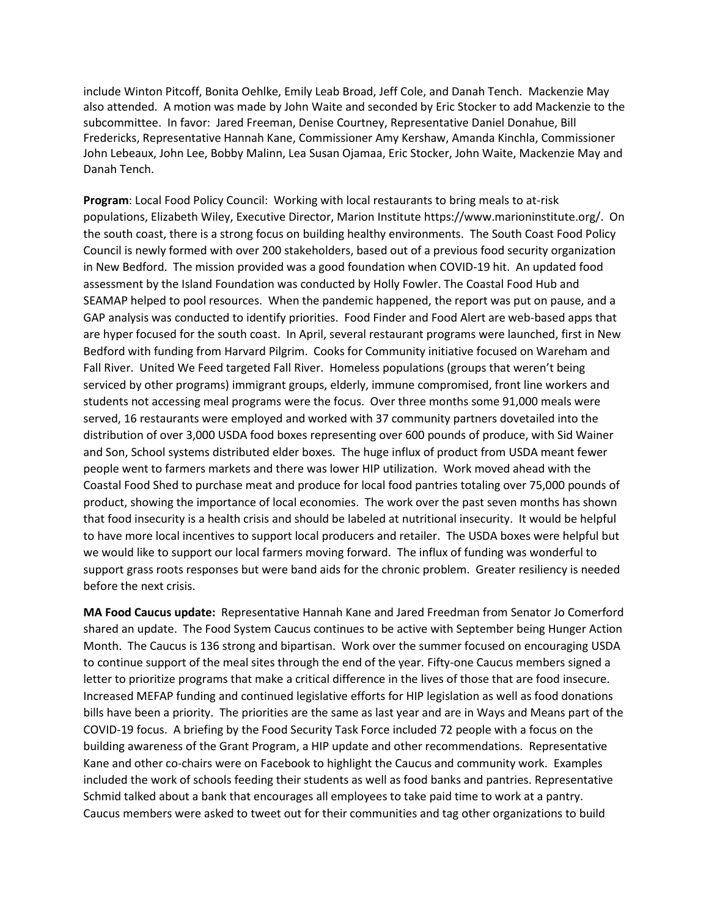include Winton Pitcoff, Bonita Oehlke, Emily Leab Broad, Jeff Cole, and Danah Tench. Mackenzie May also attended. A motion was made by John Waite and seconded by Eric Stocker to add Mackenzie to the subcommittee. In favor: Jared Freeman, Denise Courtney, Representative Daniel Donahue, Bill Fredericks, Representative Hannah Kane, Commissioner Amy Kershaw, Amanda Kinchla, Commissioner John Lebeaux, John Lee, Bobby Malinn, Lea Susan Ojamaa, Eric Stocker, John Waite, Mackenzie May and Danah Tench.

**Program**: Local Food Policy Council: Working with local restaurants to bring meals to at-risk populations, Elizabeth Wiley, Executive Director, Marion Institute https://www.marioninstitute.org/. On the south coast, there is a strong focus on building healthy environments. The South Coast Food Policy Council is newly formed with over 200 stakeholders, based out of a previous food security organization in New Bedford. The mission provided was a good foundation when COVID-19 hit. An updated food assessment by the Island Foundation was conducted by Holly Fowler. The Coastal Food Hub and SEAMAP helped to pool resources. When the pandemic happened, the report was put on pause, and a GAP analysis was conducted to identify priorities. Food Finder and Food Alert are web-based apps that are hyper focused for the south coast. In April, several restaurant programs were launched, first in New Bedford with funding from Harvard Pilgrim. Cooks for Community initiative focused on Wareham and Fall River. United We Feed targeted Fall River. Homeless populations (groups that weren't being serviced by other programs) immigrant groups, elderly, immune compromised, front line workers and students not accessing meal programs were the focus. Over three months some 91,000 meals were served, 16 restaurants were employed and worked with 37 community partners dovetailed into the distribution of over 3,000 USDA food boxes representing over 600 pounds of produce, with Sid Wainer and Son, School systems distributed elder boxes. The huge influx of product from USDA meant fewer people went to farmers markets and there was lower HIP utilization. Work moved ahead with the Coastal Food Shed to purchase meat and produce for local food pantries totaling over 75,000 pounds of product, showing the importance of local economies. The work over the past seven months has shown that food insecurity is a health crisis and should be labeled at nutritional insecurity. It would be helpful to have more local incentives to support local producers and retailer. The USDA boxes were helpful but we would like to support our local farmers moving forward. The influx of funding was wonderful to support grass roots responses but were band aids for the chronic problem. Greater resiliency is needed before the next crisis.

**MA Food Caucus update:** Representative Hannah Kane and Jared Freedman from Senator Jo Comerford shared an update. The Food System Caucus continues to be active with September being Hunger Action Month. The Caucus is 136 strong and bipartisan. Work over the summer focused on encouraging USDA to continue support of the meal sites through the end of the year. Fifty-one Caucus members signed a letter to prioritize programs that make a critical difference in the lives of those that are food insecure. Increased MEFAP funding and continued legislative efforts for HIP legislation as well as food donations bills have been a priority. The priorities are the same as last year and are in Ways and Means part of the COVID-19 focus. A briefing by the Food Security Task Force included 72 people with a focus on the building awareness of the Grant Program, a HIP update and other recommendations. Representative Kane and other co-chairs were on Facebook to highlight the Caucus and community work. Examples included the work of schools feeding their students as well as food banks and pantries. Representative Schmid talked about a bank that encourages all employees to take paid time to work at a pantry. Caucus members were asked to tweet out for their communities and tag other organizations to build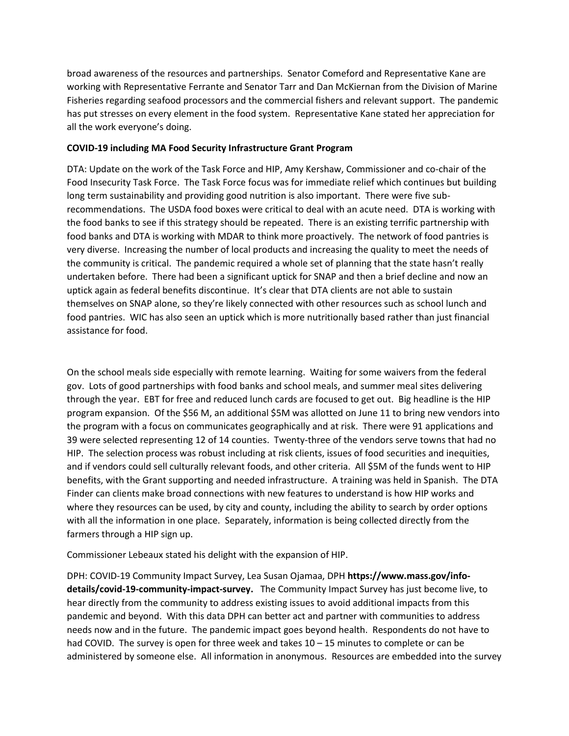broad awareness of the resources and partnerships. Senator Comeford and Representative Kane are working with Representative Ferrante and Senator Tarr and Dan McKiernan from the Division of Marine Fisheries regarding seafood processors and the commercial fishers and relevant support. The pandemic has put stresses on every element in the food system. Representative Kane stated her appreciation for all the work everyone's doing.

**COVID-19 including MA Food Security Infrastructure Grant Program**

DTA: Update on the work of the Task Force and HIP, Amy Kershaw, Commissioner and co-chair of the Food Insecurity Task Force. The Task Force focus was for immediate relief which continues but building long term sustainability and providing good nutrition is also important. There were five sub-recommendations. The USDA food boxes were critical to deal with an acute need. DTA is working with the food banks to see if this strategy should be repeated. There is an existing terrific partnership with food banks and DTA is working with MDAR to think more proactively. The network of food pantries is very diverse. Increasing the number of local products and increasing the quality to meet the needs of the community is critical. The pandemic required a whole set of planning that the state hasn't really undertaken before. There had been a significant uptick for SNAP and then a brief decline and now an uptick again as federal benefits discontinue. It's clear that DTA clients are not able to sustain themselves on SNAP alone, so they're likely connected with other resources such as school lunch and food pantries. WIC has also seen an uptick which is more nutritionally based rather than just financial assistance for food.

On the school meals side especially with remote learning. Waiting for some waivers from the federal gov. Lots of good partnerships with food banks and school meals, and summer meal sites delivering through the year. EBT for free and reduced lunch cards are focused to get out. Big headline is the HIP program expansion. Of the $56 M, an additional $5M was allotted on June 11 to bring new vendors into the program with a focus on communicates geographically and at risk. There were 91 applications and 39 were selected representing 12 of 14 counties. Twenty-three of the vendors serve towns that had no HIP. The selection process was robust including at risk clients, issues of food securities and inequities, and if vendors could sell culturally relevant foods, and other criteria. All $5M of the funds went to HIP benefits, with the Grant supporting and needed infrastructure. A training was held in Spanish. The DTA Finder can clients make broad connections with new features to understand is how HIP works and where they resources can be used, by city and county, including the ability to search by order options with all the information in one place. Separately, information is being collected directly from the farmers through a HIP sign up.

Commissioner Lebeaux stated his delight with the expansion of HIP.

DPH: COVID-19 Community Impact Survey, Lea Susan Ojamaa, DPH **https://www.mass.gov/info-details/covid-19-community-impact-survey.** The Community Impact Survey has just become live, to hear directly from the community to address existing issues to avoid additional impacts from this pandemic and beyond. With this data DPH can better act and partner with communities to address needs now and in the future. The pandemic impact goes beyond health. Respondents do not have to had COVID. The survey is open for three week and takes 10 – 15 minutes to complete or can be administered by someone else. All information in anonymous. Resources are embedded into the survey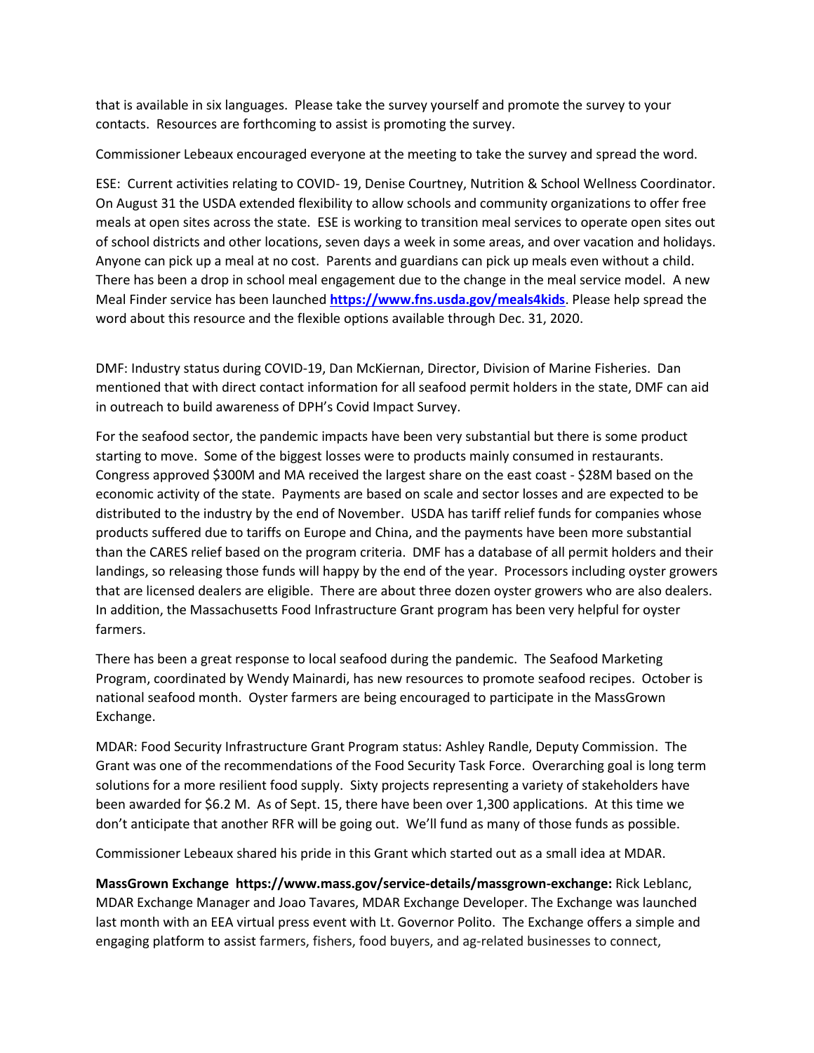that is available in six languages. Please take the survey yourself and promote the survey to your contacts. Resources are forthcoming to assist is promoting the survey.

Commissioner Lebeaux encouraged everyone at the meeting to take the survey and spread the word.

ESE: Current activities relating to COVID- 19, Denise Courtney, Nutrition & School Wellness Coordinator. On August 31 the USDA extended flexibility to allow schools and community organizations to offer free meals at open sites across the state. ESE is working to transition meal services to operate open sites out of school districts and other locations, seven days a week in some areas, and over vacation and holidays. Anyone can pick up a meal at no cost. Parents and guardians can pick up meals even without a child. There has been a drop in school meal engagement due to the change in the meal service model. A new Meal Finder service has been launched **https://www.fns.usda.gov/meals4kids**. Please help spread the word about this resource and the flexible options available through Dec. 31, 2020.

DMF: Industry status during COVID-19, Dan McKiernan, Director, Division of Marine Fisheries. Dan mentioned that with direct contact information for all seafood permit holders in the state, DMF can aid in outreach to build awareness of DPH's Covid Impact Survey.

For the seafood sector, the pandemic impacts have been very substantial but there is some product starting to move. Some of the biggest losses were to products mainly consumed in restaurants. Congress approved $300M and MA received the largest share on the east coast - $28M based on the economic activity of the state. Payments are based on scale and sector losses and are expected to be distributed to the industry by the end of November. USDA has tariff relief funds for companies whose products suffered due to tariffs on Europe and China, and the payments have been more substantial than the CARES relief based on the program criteria. DMF has a database of all permit holders and their landings, so releasing those funds will happy by the end of the year. Processors including oyster growers that are licensed dealers are eligible. There are about three dozen oyster growers who are also dealers. In addition, the Massachusetts Food Infrastructure Grant program has been very helpful for oyster farmers.

There has been a great response to local seafood during the pandemic. The Seafood Marketing Program, coordinated by Wendy Mainardi, has new resources to promote seafood recipes. October is national seafood month. Oyster farmers are being encouraged to participate in the MassGrown Exchange.

MDAR: Food Security Infrastructure Grant Program status: Ashley Randle, Deputy Commission. The Grant was one of the recommendations of the Food Security Task Force. Overarching goal is long term solutions for a more resilient food supply. Sixty projects representing a variety of stakeholders have been awarded for $6.2 M. As of Sept. 15, there have been over 1,300 applications. At this time we don't anticipate that another RFR will be going out. We'll fund as many of those funds as possible.

Commissioner Lebeaux shared his pride in this Grant which started out as a small idea at MDAR.

**MassGrown Exchange https://www.mass.gov/service-details/massgrown-exchange:** Rick Leblanc, MDAR Exchange Manager and Joao Tavares, MDAR Exchange Developer. The Exchange was launched last month with an EEA virtual press event with Lt. Governor Polito. The Exchange offers a simple and engaging platform to assist farmers, fishers, food buyers, and ag-related businesses to connect,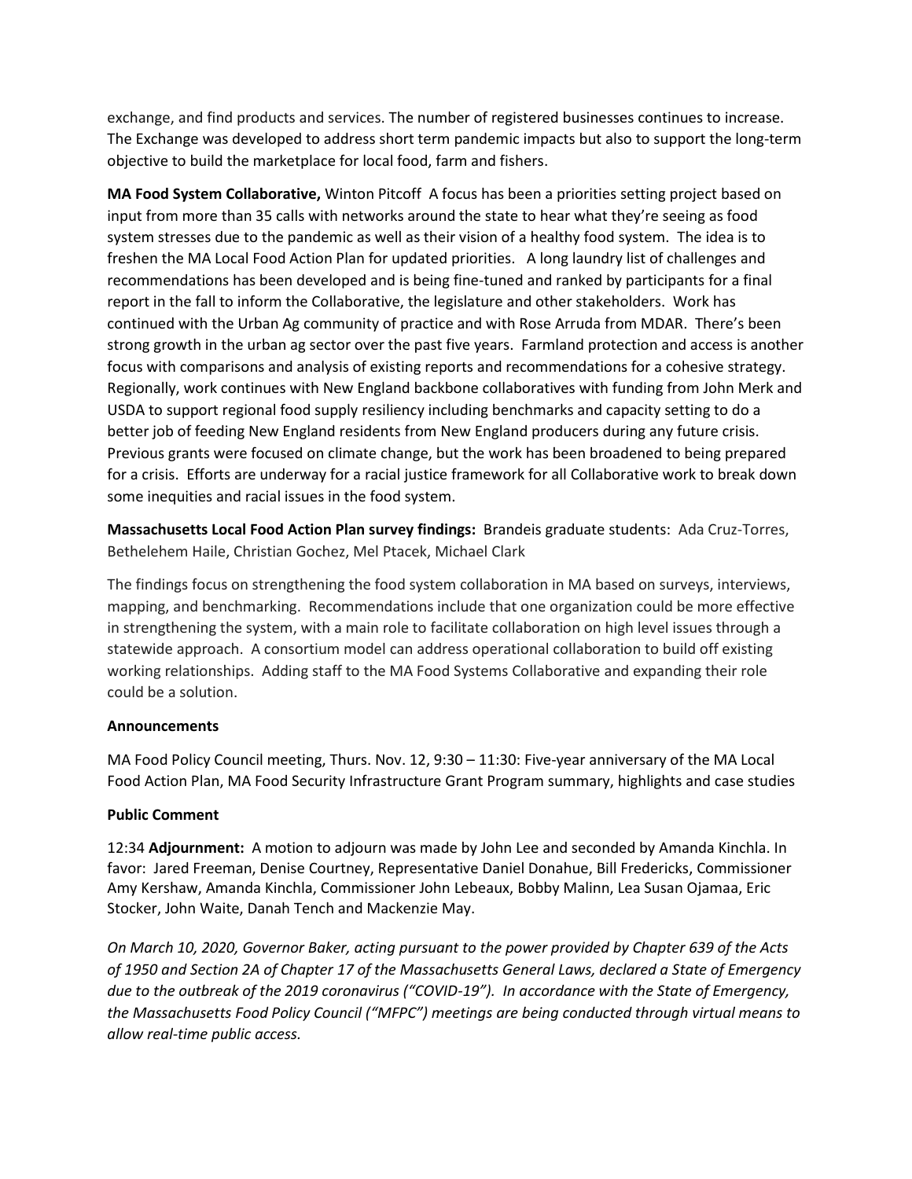exchange, and find products and services. The number of registered businesses continues to increase. The Exchange was developed to address short term pandemic impacts but also to support the long-term objective to build the marketplace for local food, farm and fishers.

**MA Food System Collaborative,** Winton Pitcoff A focus has been a priorities setting project based on input from more than 35 calls with networks around the state to hear what they're seeing as food system stresses due to the pandemic as well as their vision of a healthy food system. The idea is to freshen the MA Local Food Action Plan for updated priorities. A long laundry list of challenges and recommendations has been developed and is being fine-tuned and ranked by participants for a final report in the fall to inform the Collaborative, the legislature and other stakeholders. Work has continued with the Urban Ag community of practice and with Rose Arruda from MDAR. There's been strong growth in the urban ag sector over the past five years. Farmland protection and access is another focus with comparisons and analysis of existing reports and recommendations for a cohesive strategy. Regionally, work continues with New England backbone collaboratives with funding from John Merk and USDA to support regional food supply resiliency including benchmarks and capacity setting to do a better job of feeding New England residents from New England producers during any future crisis. Previous grants were focused on climate change, but the work has been broadened to being prepared for a crisis. Efforts are underway for a racial justice framework for all Collaborative work to break down some inequities and racial issues in the food system.

**Massachusetts Local Food Action Plan survey findings:** Brandeis graduate students: Ada Cruz-Torres, Bethelehem Haile, Christian Gochez, Mel Ptacek, Michael Clark

The findings focus on strengthening the food system collaboration in MA based on surveys, interviews, mapping, and benchmarking. Recommendations include that one organization could be more effective in strengthening the system, with a main role to facilitate collaboration on high level issues through a statewide approach. A consortium model can address operational collaboration to build off existing working relationships. Adding staff to the MA Food Systems Collaborative and expanding their role could be a solution.

**Announcements**

MA Food Policy Council meeting, Thurs. Nov. 12, 9:30 – 11:30: Five-year anniversary of the MA Local Food Action Plan, MA Food Security Infrastructure Grant Program summary, highlights and case studies

**Public Comment**

12:34 **Adjournment:** A motion to adjourn was made by John Lee and seconded by Amanda Kinchla. In favor: Jared Freeman, Denise Courtney, Representative Daniel Donahue, Bill Fredericks, Commissioner Amy Kershaw, Amanda Kinchla, Commissioner John Lebeaux, Bobby Malinn, Lea Susan Ojamaa, Eric Stocker, John Waite, Danah Tench and Mackenzie May.

*On March 10, 2020, Governor Baker, acting pursuant to the power provided by Chapter 639 of the Acts of 1950 and Section 2A of Chapter 17 of the Massachusetts General Laws, declared a State of Emergency due to the outbreak of the 2019 coronavirus ("COVID-19"). In accordance with the State of Emergency, the Massachusetts Food Policy Council ("MFPC") meetings are being conducted through virtual means to allow real-time public access.*